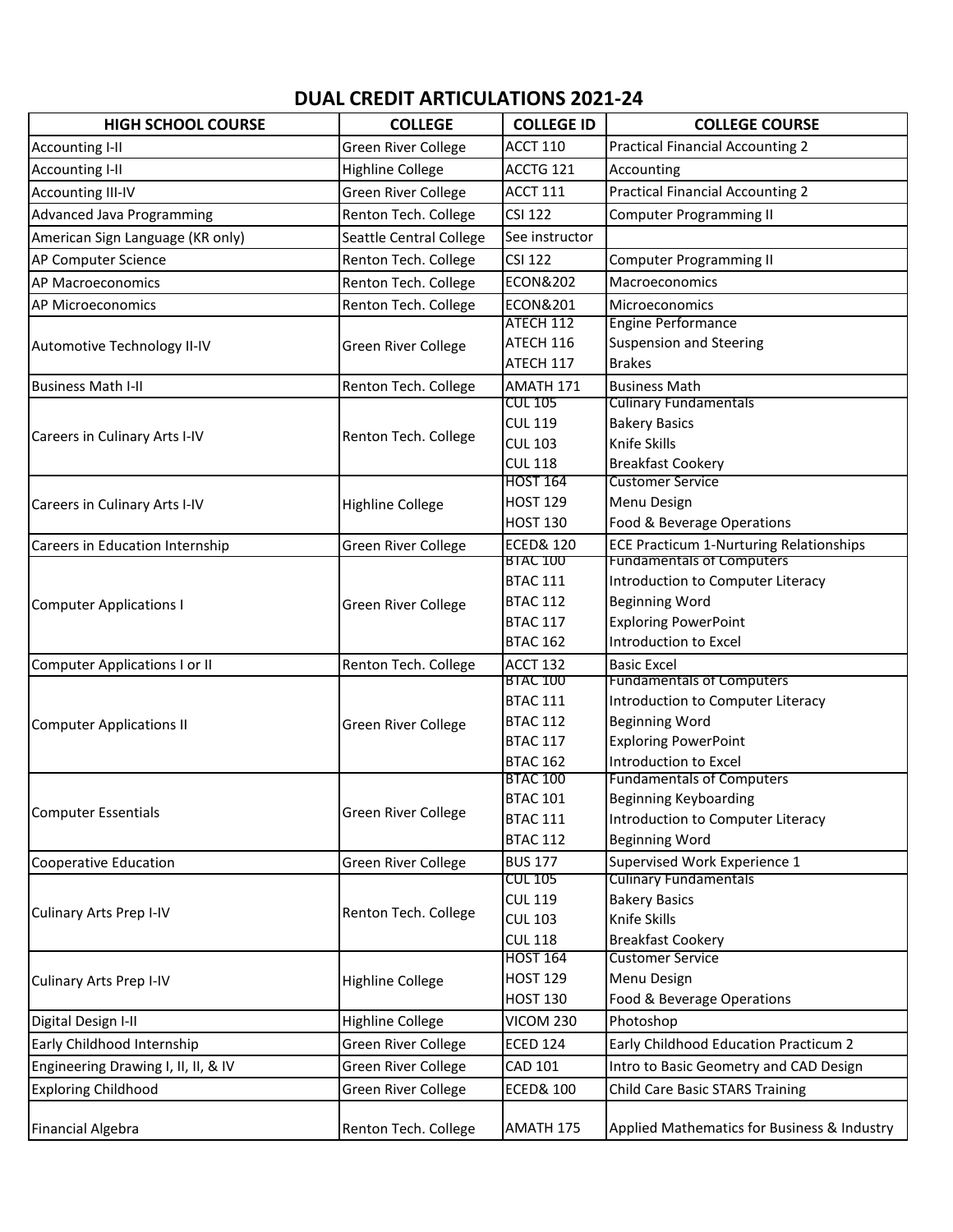# DUAL CREDIT ARTICULATIONS 2021-24

| HIGH SCHOOL COURSE | COLLEGE | COLLEGE ID | COLLEGE COURSE |
|---|---|---|---|
| Accounting I-II | Green River College | ACCT 110 | Practical Financial Accounting 2 |
| Accounting I-II | Highline College | ACCTG 121 | Accounting |
| Accounting III-IV | Green River College | ACCT 111 | Practical Financial Accounting 2 |
| Advanced Java Programming | Renton Tech. College | CSI 122 | Computer Programming II |
| American Sign Language (KR only) | Seattle Central College | See instructor | |
| AP Computer Science | Renton Tech. College | CSI 122 | Computer Programming II |
| AP Macroeconomics | Renton Tech. College | ECON&202 | Macroeconomics |
| AP Microeconomics | Renton Tech. College | ECON&201 | Microeconomics |
| Automotive Technology II-IV | Green River College | ATECH 112<br>ATECH 116<br>ATECH 117 | Engine Performance<br>Suspension and Steering<br>Brakes |
| Business Math I-II | Renton Tech. College | AMATH 171 | Business Math |
| Careers in Culinary Arts I-IV | Renton Tech. College | CUL 105<br>CUL 119<br>CUL 103<br>CUL 118 | Culinary Fundamentals<br>Bakery Basics<br>Knife Skills<br>Breakfast Cookery |
| Careers in Culinary Arts I-IV | Highline College | HOST 164<br>HOST 129<br>HOST 130 | Customer Service<br>Menu Design<br>Food & Beverage Operations |
| Careers in Education Internship | Green River College | ECED& 120 | ECE Practicum 1-Nurturing Relationships |
| Computer Applications I | Green River College | BTAC 100<br>BTAC 111<br>BTAC 112<br>BTAC 117<br>BTAC 162 | Fundamentals of Computers<br>Introduction to Computer Literacy<br>Beginning Word<br>Exploring PowerPoint<br>Introduction to Excel |
| Computer Applications I or II | Renton Tech. College | ACCT 132 | Basic Excel |
| Computer Applications II | Green River College | BTAC 100<br>BTAC 111<br>BTAC 112<br>BTAC 117<br>BTAC 162 | Fundamentals of Computers<br>Introduction to Computer Literacy<br>Beginning Word<br>Exploring PowerPoint<br>Introduction to Excel |
| Computer Essentials | Green River College | BTAC 100<br>BTAC 101<br>BTAC 111<br>BTAC 112 | Fundamentals of Computers<br>Beginning Keyboarding<br>Introduction to Computer Literacy<br>Beginning Word |
| Cooperative Education | Green River College | BUS 177 | Supervised Work Experience 1 |
| Culinary Arts Prep I-IV | Renton Tech. College | CUL 105<br>CUL 119<br>CUL 103<br>CUL 118 | Culinary Fundamentals<br>Bakery Basics<br>Knife Skills<br>Breakfast Cookery |
| Culinary Arts Prep I-IV | Highline College | HOST 164<br>HOST 129<br>HOST 130 | Customer Service<br>Menu Design<br>Food & Beverage Operations |
| Digital Design I-II | Highline College | VICOM 230 | Photoshop |
| Early Childhood Internship | Green River College | ECED 124 | Early Childhood Education Practicum 2 |
| Engineering Drawing I, II, II, & IV | Green River College | CAD 101 | Intro to Basic Geometry and CAD Design |
| Exploring Childhood | Green River College | ECED& 100 | Child Care Basic STARS Training |
| Financial Algebra | Renton Tech. College | AMATH 175 | Applied Mathematics for Business & Industry |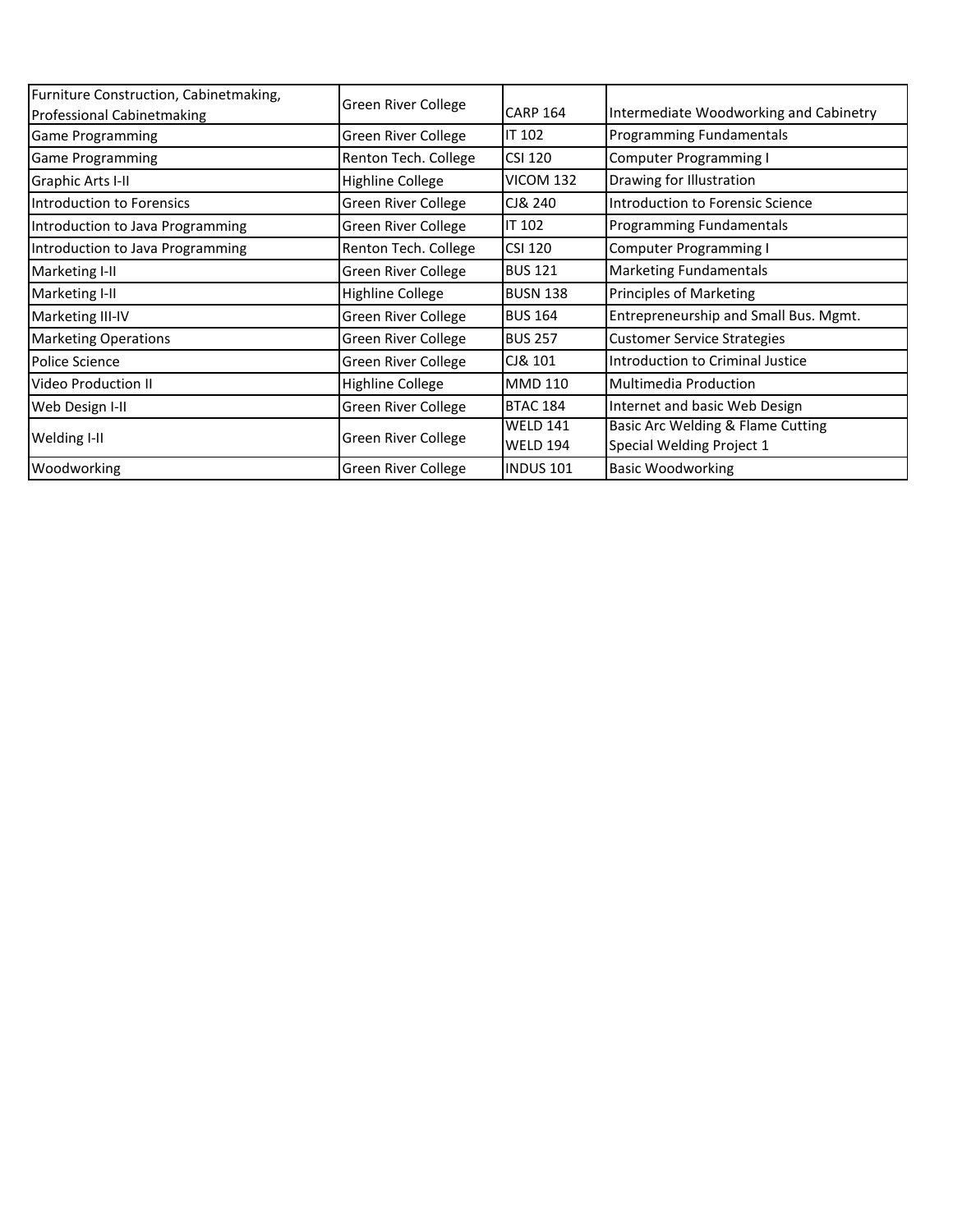| | | | |
|---|---|---|---|
| Furniture Construction, Cabinetmaking, Professional Cabinetmaking | Green River College | CARP 164 | Intermediate Woodworking and Cabinetry |
| Game Programming | Green River College | IT 102 | Programming Fundamentals |
| Game Programming | Renton Tech. College | CSI 120 | Computer Programming I |
| Graphic Arts I-II | Highline College | VICOM 132 | Drawing for Illustration |
| Introduction to Forensics | Green River College | CJ& 240 | Introduction to Forensic Science |
| Introduction to Java Programming | Green River College | IT 102 | Programming Fundamentals |
| Introduction to Java Programming | Renton Tech. College | CSI 120 | Computer Programming I |
| Marketing I-II | Green River College | BUS 121 | Marketing Fundamentals |
| Marketing I-II | Highline College | BUSN 138 | Principles of Marketing |
| Marketing III-IV | Green River College | BUS 164 | Entrepreneurship and Small Bus. Mgmt. |
| Marketing Operations | Green River College | BUS 257 | Customer Service Strategies |
| Police Science | Green River College | CJ& 101 | Introduction to Criminal Justice |
| Video Production II | Highline College | MMD 110 | Multimedia Production |
| Web Design I-II | Green River College | BTAC 184 | Internet and basic Web Design |
| Welding I-II | Green River College | WELD 141<br>WELD 194 | Basic Arc Welding & Flame Cutting<br>Special Welding Project 1 |
| Woodworking | Green River College | INDUS 101 | Basic Woodworking |